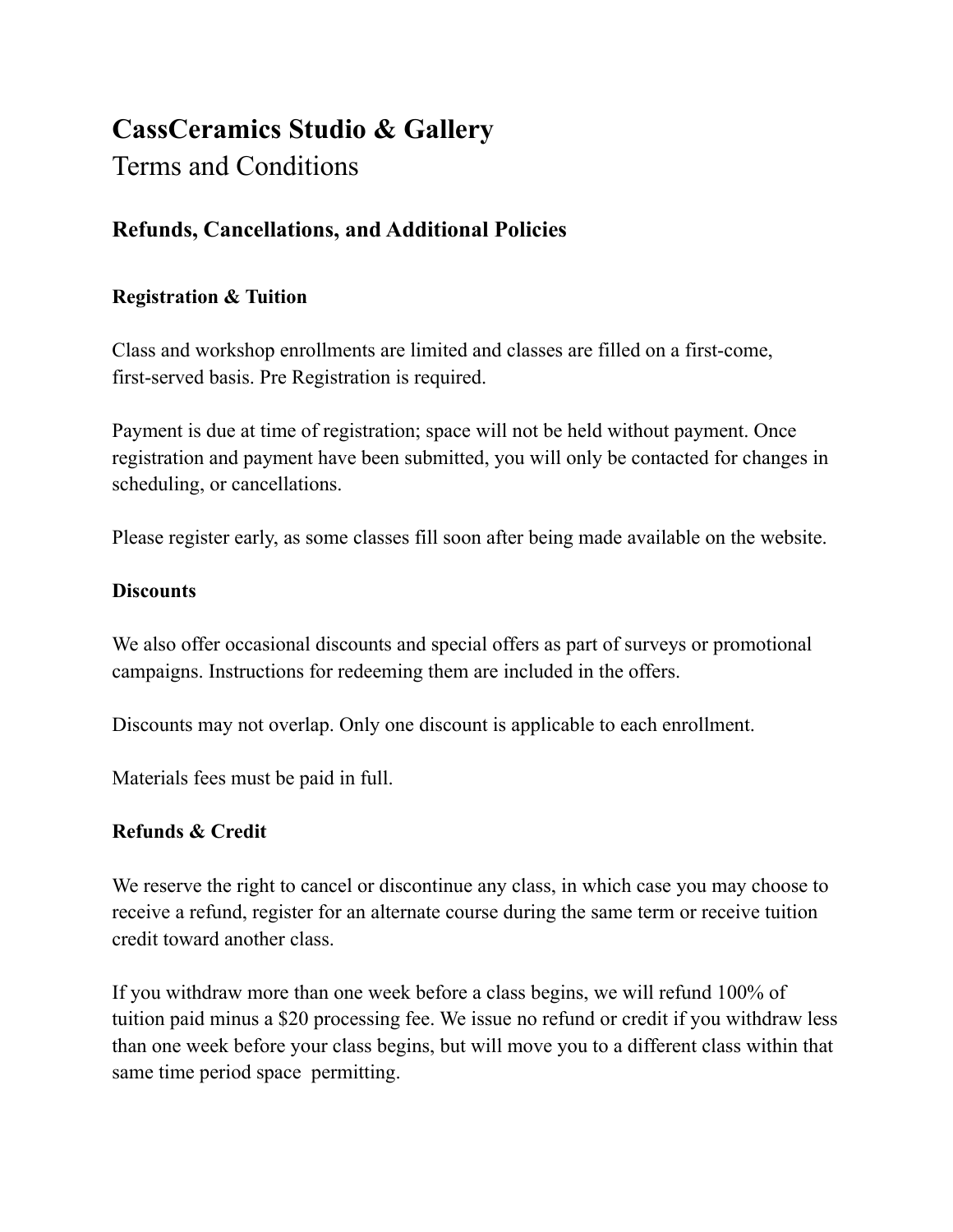# CassCeramics Studio & Gallery

Terms and Conditions

## Refunds, Cancellations, and Additional Policies

### Registration & Tuition

Class and workshop enrollments are limited and classes are filled on a first-come, first-served basis. Pre Registration is required.

Payment is due at time of registration; space will not be held without payment. Once registration and payment have been submitted, you will only be contacted for changes in scheduling, or cancellations.

Please register early, as some classes fill soon after being made available on the website.

### Discounts

We also offer occasional discounts and special offers as part of surveys or promotional campaigns. Instructions for redeeming them are included in the offers.

Discounts may not overlap. Only one discount is applicable to each enrollment.

Materials fees must be paid in full.

### Refunds & Credit

We reserve the right to cancel or discontinue any class, in which case you may choose to receive a refund, register for an alternate course during the same term or receive tuition credit toward another class.

If you withdraw more than one week before a class begins, we will refund 100% of tuition paid minus a $20 processing fee. We issue no refund or credit if you withdraw less than one week before your class begins, but will move you to a different class within that same time period space permitting.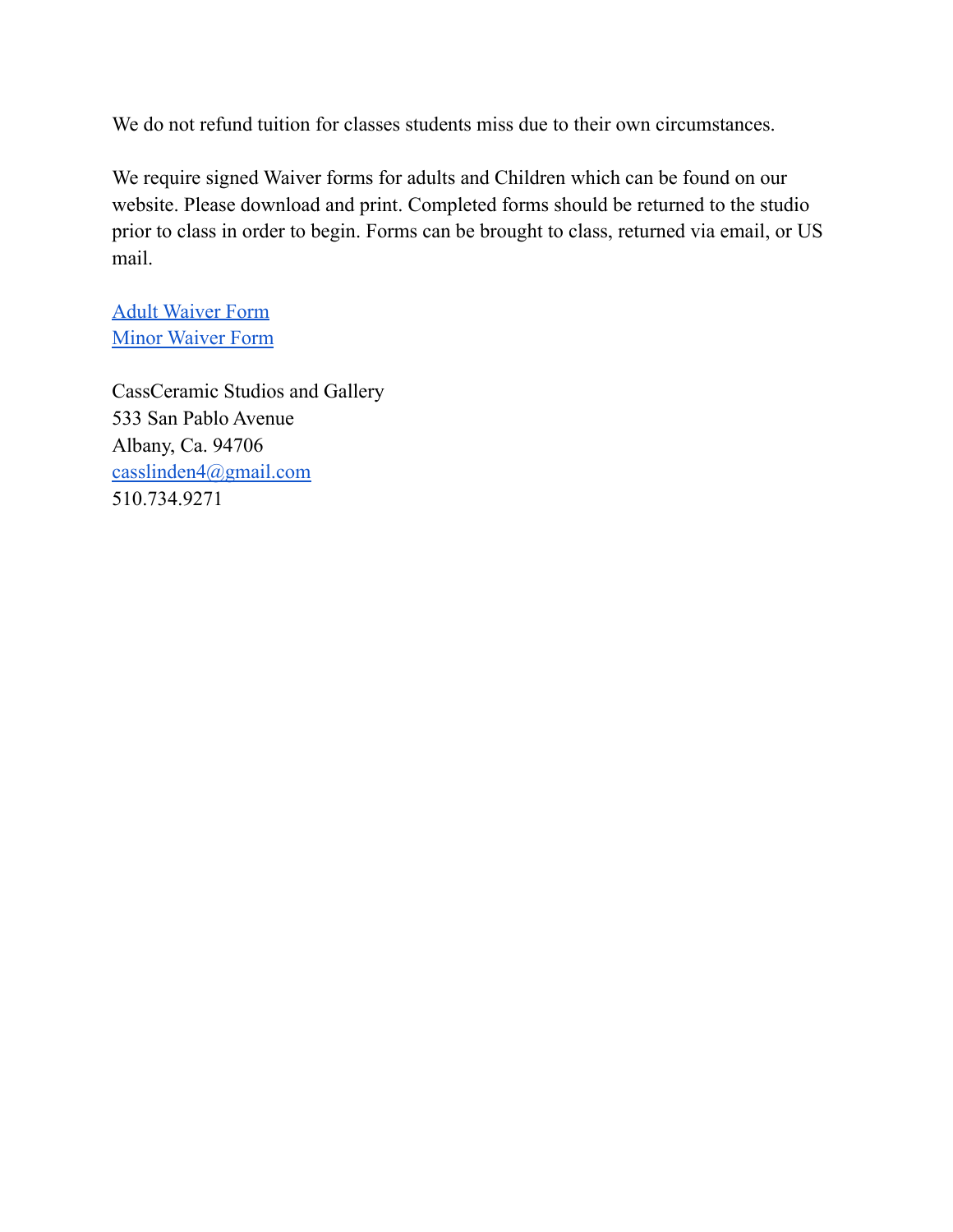We do not refund tuition for classes students miss due to their own circumstances.

We require signed Waiver forms for adults and Children which can be found on our website. Please download and print. Completed forms should be returned to the studio prior to class in order to begin. Forms can be brought to class, returned via email, or US mail.

Adult Waiver Form
Minor Waiver Form

CassCeramic Studios and Gallery
533 San Pablo Avenue
Albany, Ca. 94706
casslinden4@gmail.com
510.734.9271